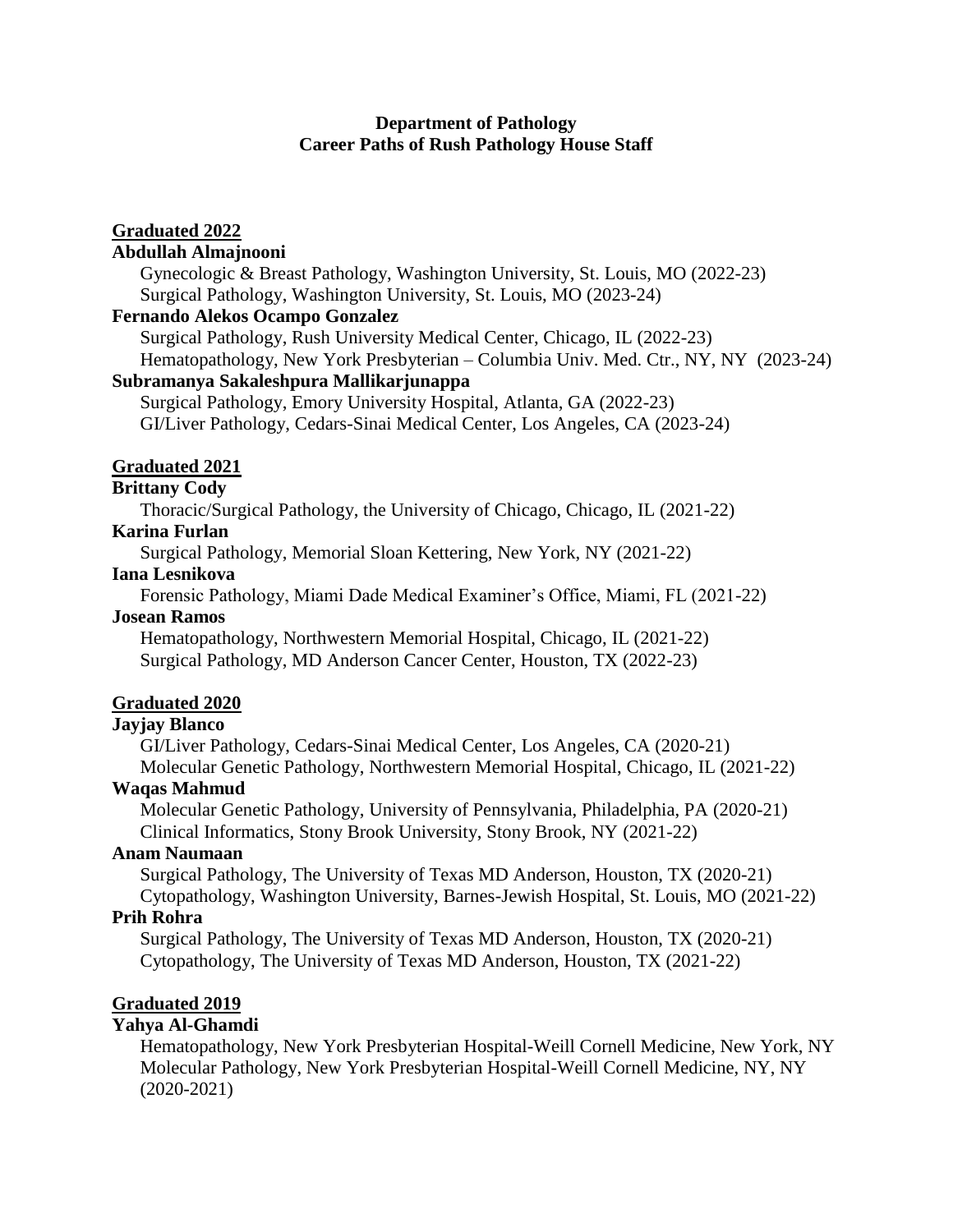**Department of Pathology**
**Career Paths of Rush Pathology House Staff**

## Graduated 2022

**Abdullah Almajnooni**

Gynecologic & Breast Pathology, Washington University, St. Louis, MO (2022-23)
Surgical Pathology, Washington University, St. Louis, MO (2023-24)

**Fernando Alekos Ocampo Gonzalez**

Surgical Pathology, Rush University Medical Center, Chicago, IL (2022-23)
Hematopathology, New York Presbyterian – Columbia Univ. Med. Ctr., NY, NY (2023-24)

**Subramanya Sakaleshpura Mallikarjunappa**

Surgical Pathology, Emory University Hospital, Atlanta, GA (2022-23)
GI/Liver Pathology, Cedars-Sinai Medical Center, Los Angeles, CA (2023-24)

## Graduated 2021

**Brittany Cody**

Thoracic/Surgical Pathology, the University of Chicago, Chicago, IL (2021-22)

**Karina Furlan**

Surgical Pathology, Memorial Sloan Kettering, New York, NY (2021-22)

**Iana Lesnikova**

Forensic Pathology, Miami Dade Medical Examiner's Office, Miami, FL (2021-22)

**Josean Ramos**

Hematopathology, Northwestern Memorial Hospital, Chicago, IL (2021-22)
Surgical Pathology, MD Anderson Cancer Center, Houston, TX (2022-23)

## Graduated 2020

**Jayjay Blanco**

GI/Liver Pathology, Cedars-Sinai Medical Center, Los Angeles, CA (2020-21)
Molecular Genetic Pathology, Northwestern Memorial Hospital, Chicago, IL (2021-22)

**Waqas Mahmud**

Molecular Genetic Pathology, University of Pennsylvania, Philadelphia, PA (2020-21)
Clinical Informatics, Stony Brook University, Stony Brook, NY (2021-22)

**Anam Naumaan**

Surgical Pathology, The University of Texas MD Anderson, Houston, TX (2020-21)
Cytopathology, Washington University, Barnes-Jewish Hospital, St. Louis, MO (2021-22)

**Prih Rohra**

Surgical Pathology, The University of Texas MD Anderson, Houston, TX (2020-21)
Cytopathology, The University of Texas MD Anderson, Houston, TX (2021-22)

## Graduated 2019

**Yahya Al-Ghamdi**

Hematopathology, New York Presbyterian Hospital-Weill Cornell Medicine, New York, NY
Molecular Pathology, New York Presbyterian Hospital-Weill Cornell Medicine, NY, NY (2020-2021)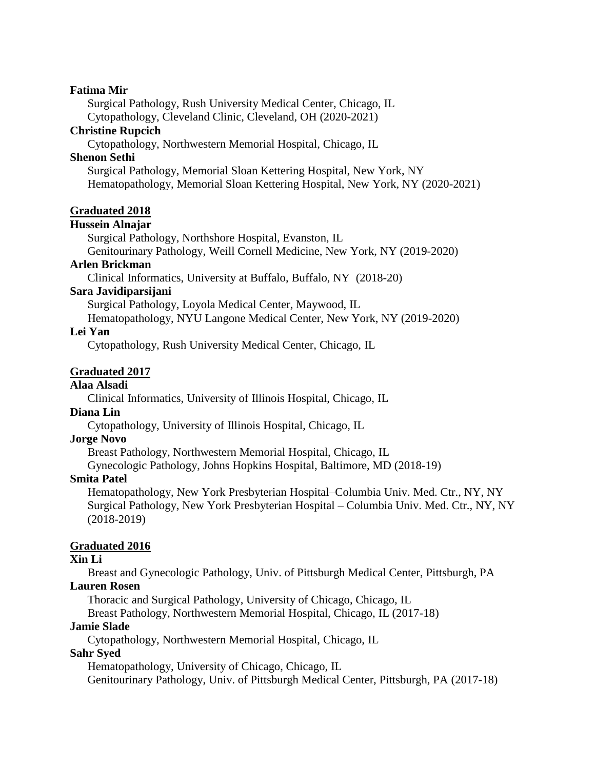**Fatima Mir**

Surgical Pathology, Rush University Medical Center, Chicago, IL
Cytopathology, Cleveland Clinic, Cleveland, OH (2020-2021)

**Christine Rupcich**

Cytopathology, Northwestern Memorial Hospital, Chicago, IL

**Shenon Sethi**

Surgical Pathology, Memorial Sloan Kettering Hospital, New York, NY
Hematopathology, Memorial Sloan Kettering Hospital, New York, NY (2020-2021)

## Graduated 2018

**Hussein Alnajar**

Surgical Pathology, Northshore Hospital, Evanston, IL
Genitourinary Pathology, Weill Cornell Medicine, New York, NY (2019-2020)

**Arlen Brickman**

Clinical Informatics, University at Buffalo, Buffalo, NY (2018-20)

**Sara Javidiparsijani**

Surgical Pathology, Loyola Medical Center, Maywood, IL
Hematopathology, NYU Langone Medical Center, New York, NY (2019-2020)

**Lei Yan**

Cytopathology, Rush University Medical Center, Chicago, IL

## Graduated 2017

**Alaa Alsadi**

Clinical Informatics, University of Illinois Hospital, Chicago, IL

**Diana Lin**

Cytopathology, University of Illinois Hospital, Chicago, IL

**Jorge Novo**

Breast Pathology, Northwestern Memorial Hospital, Chicago, IL
Gynecologic Pathology, Johns Hopkins Hospital, Baltimore, MD (2018-19)

**Smita Patel**

Hematopathology, New York Presbyterian Hospital–Columbia Univ. Med. Ctr., NY, NY
Surgical Pathology, New York Presbyterian Hospital – Columbia Univ. Med. Ctr., NY, NY (2018-2019)

## Graduated 2016

**Xin Li**

Breast and Gynecologic Pathology, Univ. of Pittsburgh Medical Center, Pittsburgh, PA

**Lauren Rosen**

Thoracic and Surgical Pathology, University of Chicago, Chicago, IL
Breast Pathology, Northwestern Memorial Hospital, Chicago, IL (2017-18)

**Jamie Slade**

Cytopathology, Northwestern Memorial Hospital, Chicago, IL

**Sahr Syed**

Hematopathology, University of Chicago, Chicago, IL
Genitourinary Pathology, Univ. of Pittsburgh Medical Center, Pittsburgh, PA (2017-18)